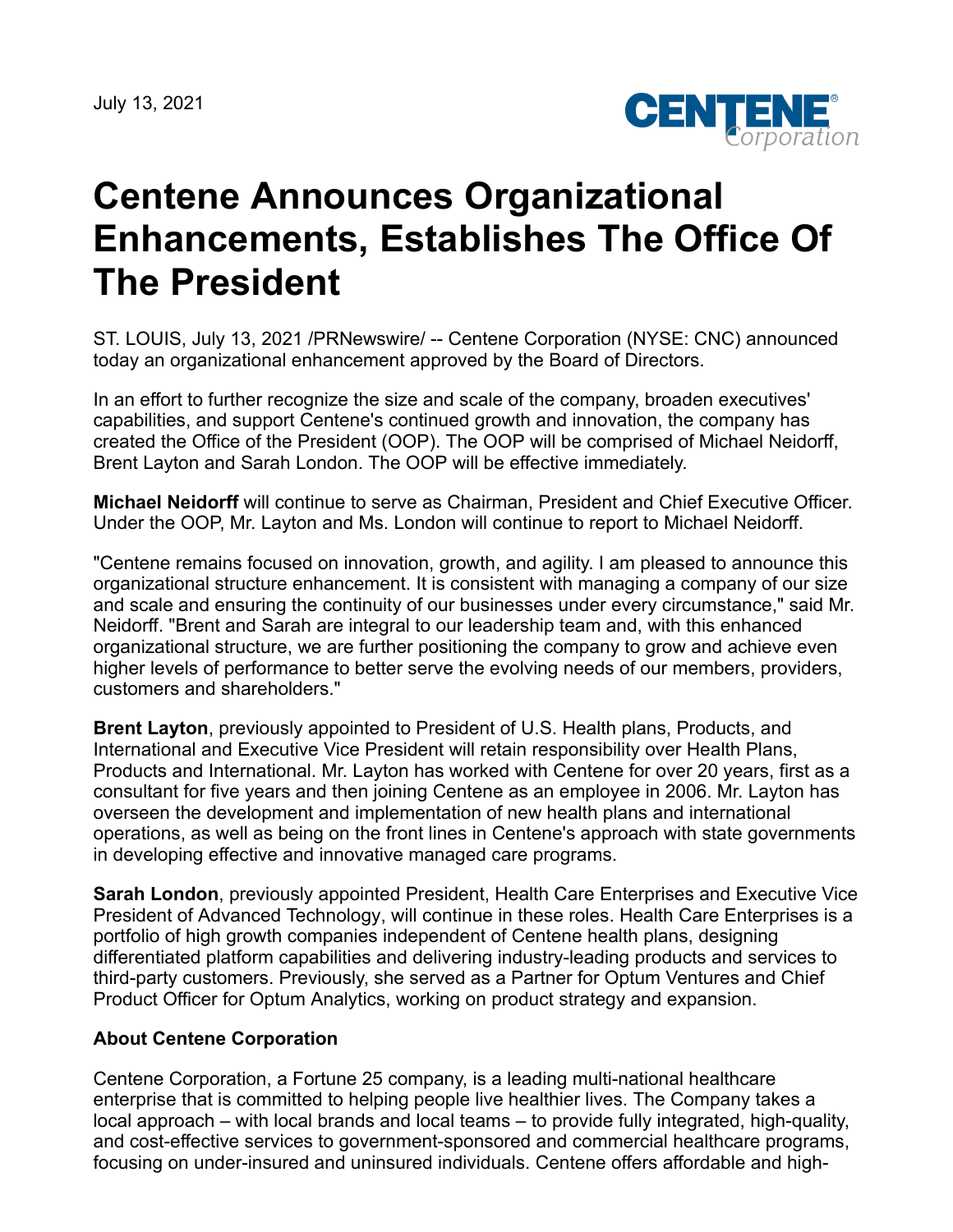July 13, 2021

# Centene Announces Organizational Enhancements, Establishes The Office Of The President

ST. LOUIS, July 13, 2021 /PRNewswire/ -- Centene Corporation (NYSE: CNC) announced today an organizational enhancement approved by the Board of Directors.

In an effort to further recognize the size and scale of the company, broaden executives' capabilities, and support Centene's continued growth and innovation, the company has created the Office of the President (OOP). The OOP will be comprised of Michael Neidorff, Brent Layton and Sarah London. The OOP will be effective immediately.

**Michael Neidorff** will continue to serve as Chairman, President and Chief Executive Officer. Under the OOP, Mr. Layton and Ms. London will continue to report to Michael Neidorff.

"Centene remains focused on innovation, growth, and agility. I am pleased to announce this organizational structure enhancement. It is consistent with managing a company of our size and scale and ensuring the continuity of our businesses under every circumstance," said Mr. Neidorff. "Brent and Sarah are integral to our leadership team and, with this enhanced organizational structure, we are further positioning the company to grow and achieve even higher levels of performance to better serve the evolving needs of our members, providers, customers and shareholders."

**Brent Layton**, previously appointed to President of U.S. Health plans, Products, and International and Executive Vice President will retain responsibility over Health Plans, Products and International. Mr. Layton has worked with Centene for over 20 years, first as a consultant for five years and then joining Centene as an employee in 2006. Mr. Layton has overseen the development and implementation of new health plans and international operations, as well as being on the front lines in Centene's approach with state governments in developing effective and innovative managed care programs.

**Sarah London**, previously appointed President, Health Care Enterprises and Executive Vice President of Advanced Technology, will continue in these roles. Health Care Enterprises is a portfolio of high growth companies independent of Centene health plans, designing differentiated platform capabilities and delivering industry-leading products and services to third-party customers. Previously, she served as a Partner for Optum Ventures and Chief Product Officer for Optum Analytics, working on product strategy and expansion.

### About Centene Corporation

Centene Corporation, a Fortune 25 company, is a leading multi-national healthcare enterprise that is committed to helping people live healthier lives. The Company takes a local approach – with local brands and local teams – to provide fully integrated, high-quality, and cost-effective services to government-sponsored and commercial healthcare programs, focusing on under-insured and uninsured individuals. Centene offers affordable and high-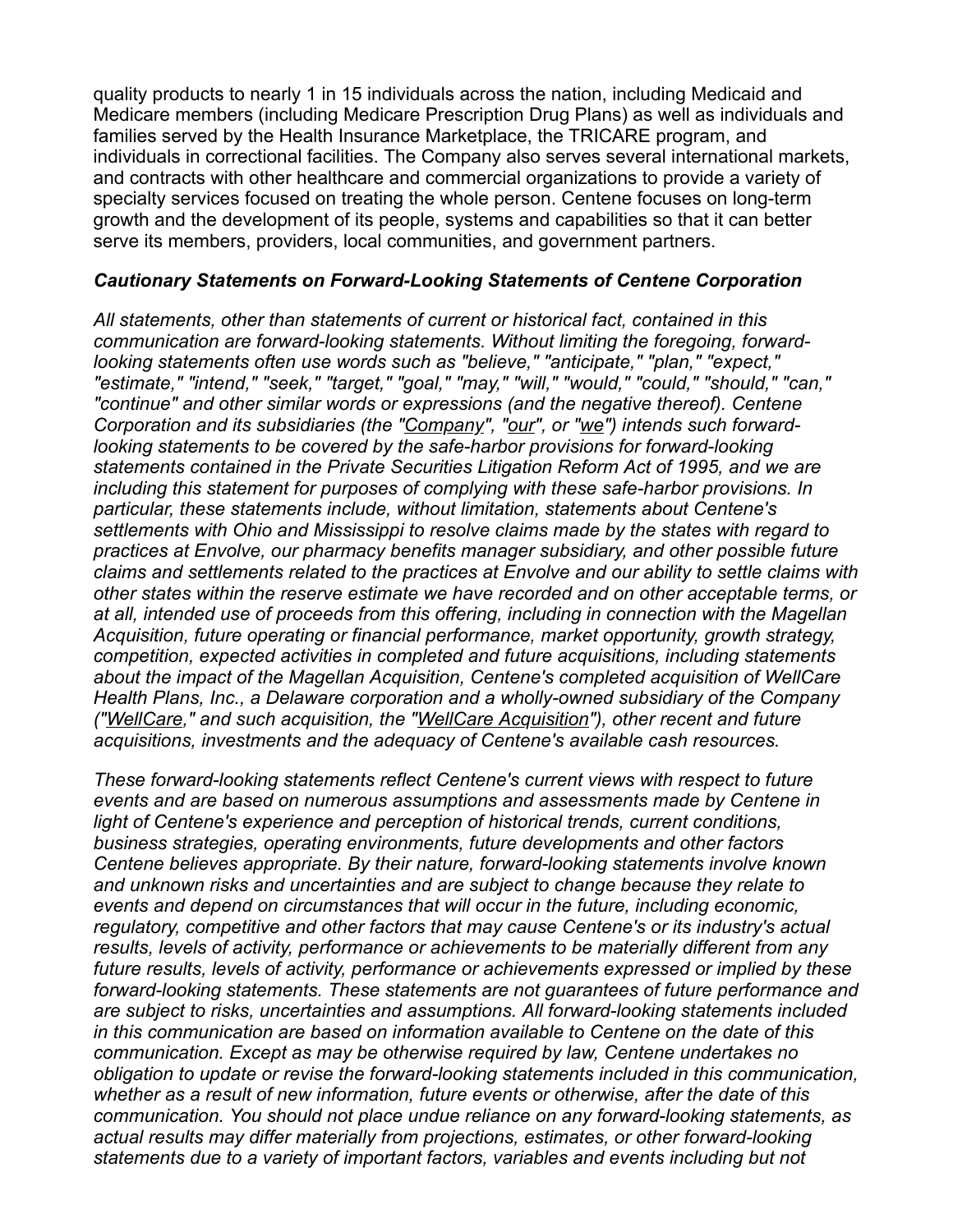quality products to nearly 1 in 15 individuals across the nation, including Medicaid and Medicare members (including Medicare Prescription Drug Plans) as well as individuals and families served by the Health Insurance Marketplace, the TRICARE program, and individuals in correctional facilities. The Company also serves several international markets, and contracts with other healthcare and commercial organizations to provide a variety of specialty services focused on treating the whole person. Centene focuses on long-term growth and the development of its people, systems and capabilities so that it can better serve its members, providers, local communities, and government partners.

### *Cautionary Statements on Forward-Looking Statements of Centene Corporation*

*All statements, other than statements of current or historical fact, contained in this communication are forward-looking statements. Without limiting the foregoing, forward-looking statements often use words such as "believe," "anticipate," "plan," "expect," "estimate," "intend," "seek," "target," "goal," "may," "will," "would," "could," "should," "can," "continue" and other similar words or expressions (and the negative thereof). Centene Corporation and its subsidiaries (the "Company", "our", or "we") intends such forward-looking statements to be covered by the safe-harbor provisions for forward-looking statements contained in the Private Securities Litigation Reform Act of 1995, and we are including this statement for purposes of complying with these safe-harbor provisions. In particular, these statements include, without limitation, statements about Centene's settlements with Ohio and Mississippi to resolve claims made by the states with regard to practices at Envolve, our pharmacy benefits manager subsidiary, and other possible future claims and settlements related to the practices at Envolve and our ability to settle claims with other states within the reserve estimate we have recorded and on other acceptable terms, or at all, intended use of proceeds from this offering, including in connection with the Magellan Acquisition, future operating or financial performance, market opportunity, growth strategy, competition, expected activities in completed and future acquisitions, including statements about the impact of the Magellan Acquisition, Centene's completed acquisition of WellCare Health Plans, Inc., a Delaware corporation and a wholly-owned subsidiary of the Company ("WellCare," and such acquisition, the "WellCare Acquisition"), other recent and future acquisitions, investments and the adequacy of Centene's available cash resources.*

*These forward-looking statements reflect Centene's current views with respect to future events and are based on numerous assumptions and assessments made by Centene in light of Centene's experience and perception of historical trends, current conditions, business strategies, operating environments, future developments and other factors Centene believes appropriate. By their nature, forward-looking statements involve known and unknown risks and uncertainties and are subject to change because they relate to events and depend on circumstances that will occur in the future, including economic, regulatory, competitive and other factors that may cause Centene's or its industry's actual results, levels of activity, performance or achievements to be materially different from any future results, levels of activity, performance or achievements expressed or implied by these forward-looking statements. These statements are not guarantees of future performance and are subject to risks, uncertainties and assumptions. All forward-looking statements included in this communication are based on information available to Centene on the date of this communication. Except as may be otherwise required by law, Centene undertakes no obligation to update or revise the forward-looking statements included in this communication, whether as a result of new information, future events or otherwise, after the date of this communication. You should not place undue reliance on any forward-looking statements, as actual results may differ materially from projections, estimates, or other forward-looking statements due to a variety of important factors, variables and events including but not*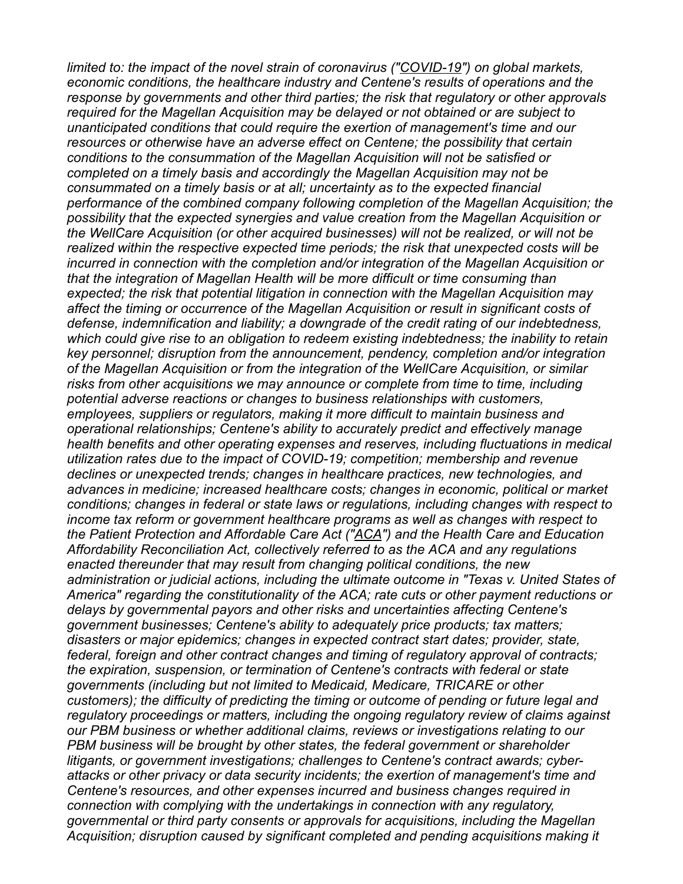*limited to: the impact of the novel strain of coronavirus ("COVID-19") on global markets, economic conditions, the healthcare industry and Centene's results of operations and the response by governments and other third parties; the risk that regulatory or other approvals required for the Magellan Acquisition may be delayed or not obtained or are subject to unanticipated conditions that could require the exertion of management's time and our resources or otherwise have an adverse effect on Centene; the possibility that certain conditions to the consummation of the Magellan Acquisition will not be satisfied or completed on a timely basis and accordingly the Magellan Acquisition may not be consummated on a timely basis or at all; uncertainty as to the expected financial performance of the combined company following completion of the Magellan Acquisition; the possibility that the expected synergies and value creation from the Magellan Acquisition or the WellCare Acquisition (or other acquired businesses) will not be realized, or will not be realized within the respective expected time periods; the risk that unexpected costs will be incurred in connection with the completion and/or integration of the Magellan Acquisition or that the integration of Magellan Health will be more difficult or time consuming than expected; the risk that potential litigation in connection with the Magellan Acquisition may affect the timing or occurrence of the Magellan Acquisition or result in significant costs of defense, indemnification and liability; a downgrade of the credit rating of our indebtedness, which could give rise to an obligation to redeem existing indebtedness; the inability to retain key personnel; disruption from the announcement, pendency, completion and/or integration of the Magellan Acquisition or from the integration of the WellCare Acquisition, or similar risks from other acquisitions we may announce or complete from time to time, including potential adverse reactions or changes to business relationships with customers, employees, suppliers or regulators, making it more difficult to maintain business and operational relationships; Centene's ability to accurately predict and effectively manage health benefits and other operating expenses and reserves, including fluctuations in medical utilization rates due to the impact of COVID-19; competition; membership and revenue declines or unexpected trends; changes in healthcare practices, new technologies, and advances in medicine; increased healthcare costs; changes in economic, political or market conditions; changes in federal or state laws or regulations, including changes with respect to income tax reform or government healthcare programs as well as changes with respect to the Patient Protection and Affordable Care Act ("ACA") and the Health Care and Education Affordability Reconciliation Act, collectively referred to as the ACA and any regulations enacted thereunder that may result from changing political conditions, the new administration or judicial actions, including the ultimate outcome in "Texas v. United States of America" regarding the constitutionality of the ACA; rate cuts or other payment reductions or delays by governmental payors and other risks and uncertainties affecting Centene's government businesses; Centene's ability to adequately price products; tax matters; disasters or major epidemics; changes in expected contract start dates; provider, state, federal, foreign and other contract changes and timing of regulatory approval of contracts; the expiration, suspension, or termination of Centene's contracts with federal or state governments (including but not limited to Medicaid, Medicare, TRICARE or other customers); the difficulty of predicting the timing or outcome of pending or future legal and regulatory proceedings or matters, including the ongoing regulatory review of claims against our PBM business or whether additional claims, reviews or investigations relating to our PBM business will be brought by other states, the federal government or shareholder litigants, or government investigations; challenges to Centene's contract awards; cyber-attacks or other privacy or data security incidents; the exertion of management's time and Centene's resources, and other expenses incurred and business changes required in connection with complying with the undertakings in connection with any regulatory, governmental or third party consents or approvals for acquisitions, including the Magellan Acquisition; disruption caused by significant completed and pending acquisitions making it*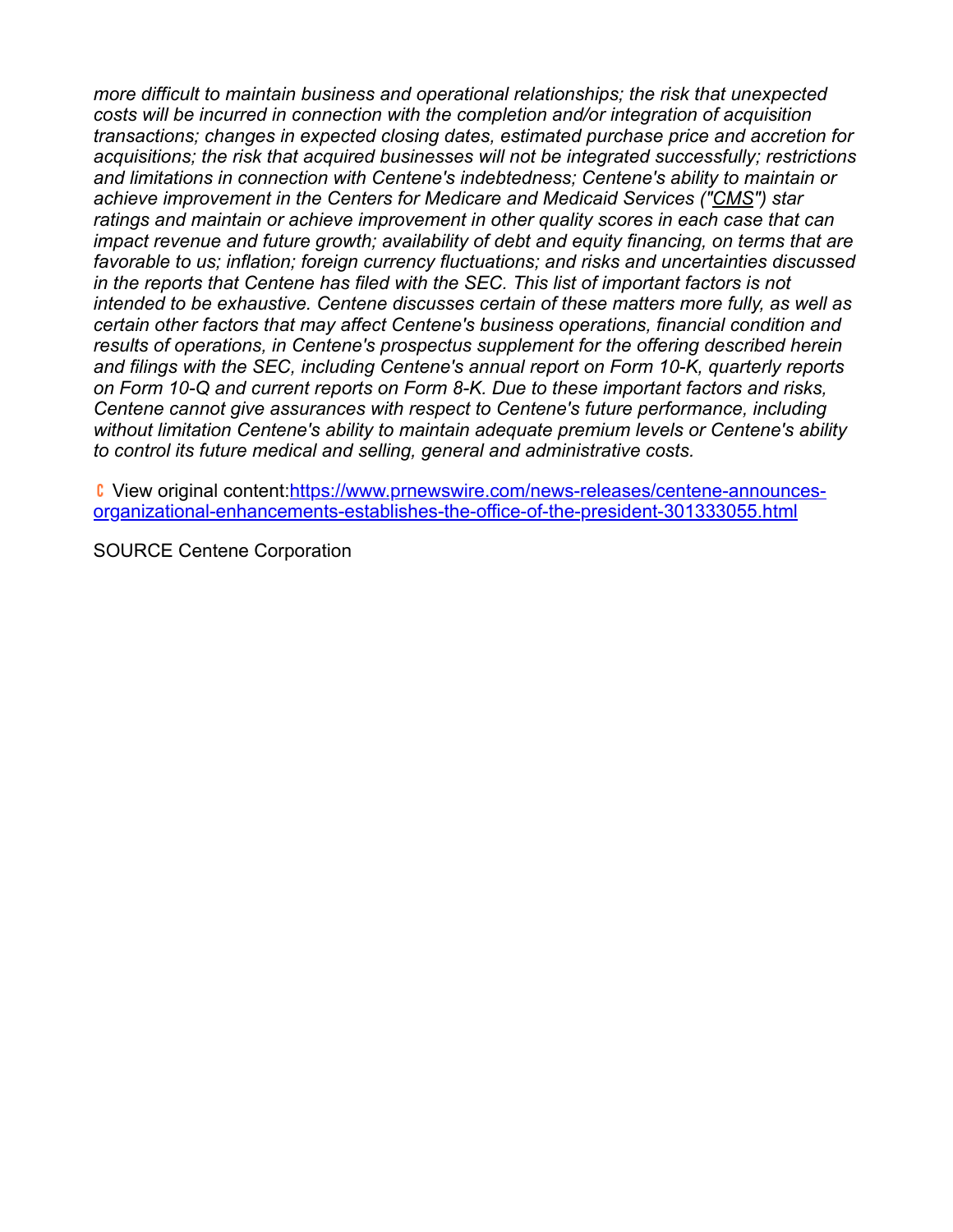*more difficult to maintain business and operational relationships; the risk that unexpected costs will be incurred in connection with the completion and/or integration of acquisition transactions; changes in expected closing dates, estimated purchase price and accretion for acquisitions; the risk that acquired businesses will not be integrated successfully; restrictions and limitations in connection with Centene's indebtedness; Centene's ability to maintain or achieve improvement in the Centers for Medicare and Medicaid Services ("CMS") star ratings and maintain or achieve improvement in other quality scores in each case that can impact revenue and future growth; availability of debt and equity financing, on terms that are favorable to us; inflation; foreign currency fluctuations; and risks and uncertainties discussed in the reports that Centene has filed with the SEC. This list of important factors is not intended to be exhaustive. Centene discusses certain of these matters more fully, as well as certain other factors that may affect Centene's business operations, financial condition and results of operations, in Centene's prospectus supplement for the offering described herein and filings with the SEC, including Centene's annual report on Form 10-K, quarterly reports on Form 10-Q and current reports on Form 8-K. Due to these important factors and risks, Centene cannot give assurances with respect to Centene's future performance, including without limitation Centene's ability to maintain adequate premium levels or Centene's ability to control its future medical and selling, general and administrative costs.*

View original content:https://www.prnewswire.com/news-releases/centene-announces-organizational-enhancements-establishes-the-office-of-the-president-301333055.html

SOURCE Centene Corporation